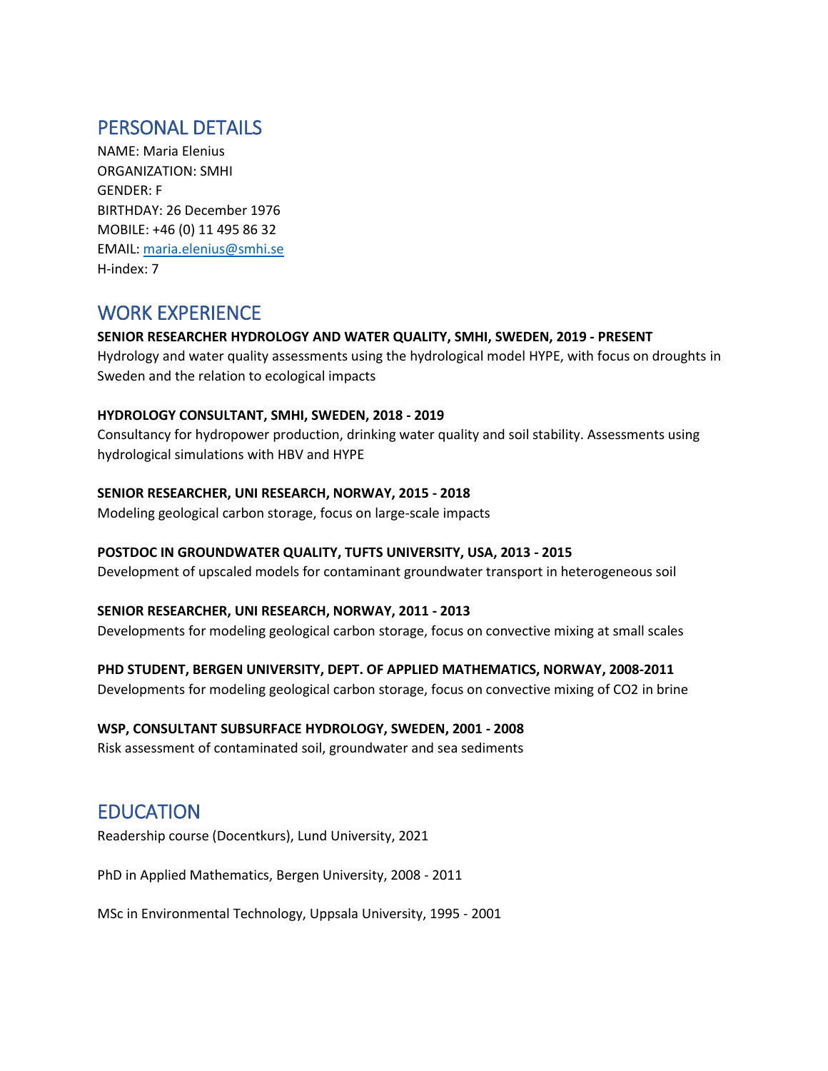## PERSONAL DETAILS

NAME: Maria Elenius
ORGANIZATION: SMHI
GENDER: F
BIRTHDAY: 26 December 1976
MOBILE: +46 (0) 11 495 86 32
EMAIL: maria.elenius@smhi.se
H-index: 7

## WORK EXPERIENCE

**SENIOR RESEARCHER HYDROLOGY AND WATER QUALITY, SMHI, SWEDEN, 2019 - PRESENT**
Hydrology and water quality assessments using the hydrological model HYPE, with focus on droughts in Sweden and the relation to ecological impacts

**HYDROLOGY CONSULTANT, SMHI, SWEDEN, 2018 - 2019**
Consultancy for hydropower production, drinking water quality and soil stability. Assessments using hydrological simulations with HBV and HYPE

**SENIOR RESEARCHER, UNI RESEARCH, NORWAY, 2015 - 2018**
Modeling geological carbon storage, focus on large-scale impacts

**POSTDOC IN GROUNDWATER QUALITY, TUFTS UNIVERSITY, USA, 2013 - 2015**
Development of upscaled models for contaminant groundwater transport in heterogeneous soil

**SENIOR RESEARCHER, UNI RESEARCH, NORWAY, 2011 - 2013**
Developments for modeling geological carbon storage, focus on convective mixing at small scales

**PHD STUDENT, BERGEN UNIVERSITY, DEPT. OF APPLIED MATHEMATICS, NORWAY, 2008-2011**
Developments for modeling geological carbon storage, focus on convective mixing of $CO_2$ in brine

**WSP, CONSULTANT SUBSURFACE HYDROLOGY, SWEDEN, 2001 - 2008**
Risk assessment of contaminated soil, groundwater and sea sediments

## EDUCATION

Readership course (Docentkurs), Lund University, 2021

PhD in Applied Mathematics, Bergen University, 2008 - 2011

MSc in Environmental Technology, Uppsala University, 1995 - 2001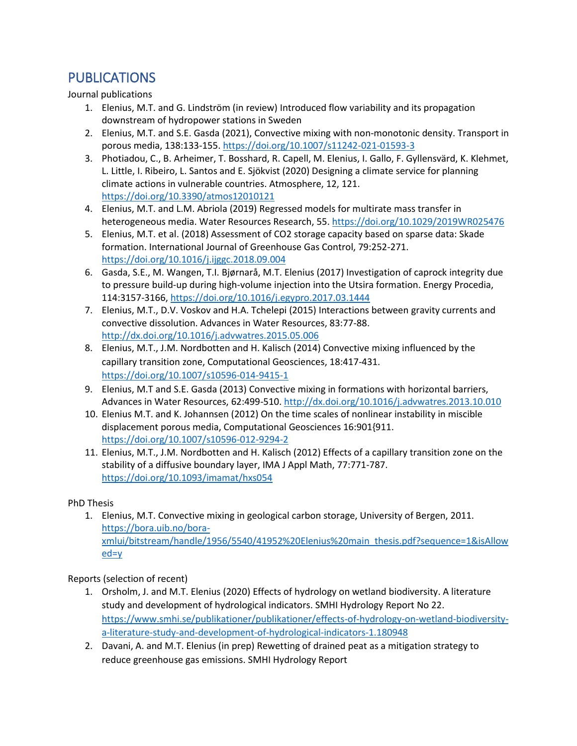# PUBLICATIONS

Journal publications

1. Elenius, M.T. and G. Lindström (in review) Introduced flow variability and its propagation downstream of hydropower stations in Sweden
2. Elenius, M.T. and S.E. Gasda (2021), Convective mixing with non-monotonic density. Transport in porous media, 138:133-155. https://doi.org/10.1007/s11242-021-01593-3
3. Photiadou, C., B. Arheimer, T. Bosshard, R. Capell, M. Elenius, I. Gallo, F. Gyllensvärd, K. Klehmet, L. Little, I. Ribeiro, L. Santos and E. Sjökvist (2020) Designing a climate service for planning climate actions in vulnerable countries. Atmosphere, 12, 121. https://doi.org/10.3390/atmos12010121
4. Elenius, M.T. and L.M. Abriola (2019) Regressed models for multirate mass transfer in heterogeneous media. Water Resources Research, 55. https://doi.org/10.1029/2019WR025476
5. Elenius, M.T. et al. (2018) Assessment of CO2 storage capacity based on sparse data: Skade formation. International Journal of Greenhouse Gas Control, 79:252-271. https://doi.org/10.1016/j.ijggc.2018.09.004
6. Gasda, S.E., M. Wangen, T.I. Bjørnarå, M.T. Elenius (2017) Investigation of caprock integrity due to pressure build-up during high-volume injection into the Utsira formation. Energy Procedia, 114:3157-3166, https://doi.org/10.1016/j.egypro.2017.03.1444
7. Elenius, M.T., D.V. Voskov and H.A. Tchelepi (2015) Interactions between gravity currents and convective dissolution. Advances in Water Resources, 83:77-88. http://dx.doi.org/10.1016/j.advwatres.2015.05.006
8. Elenius, M.T., J.M. Nordbotten and H. Kalisch (2014) Convective mixing influenced by the capillary transition zone, Computational Geosciences, 18:417-431. https://doi.org/10.1007/s10596-014-9415-1
9. Elenius, M.T and S.E. Gasda (2013) Convective mixing in formations with horizontal barriers, Advances in Water Resources, 62:499-510. http://dx.doi.org/10.1016/j.advwatres.2013.10.010
10. Elenius M.T. and K. Johannsen (2012) On the time scales of nonlinear instability in miscible displacement porous media, Computational Geosciences 16:901{911. https://doi.org/10.1007/s10596-012-9294-2
11. Elenius, M.T., J.M. Nordbotten and H. Kalisch (2012) Effects of a capillary transition zone on the stability of a diffusive boundary layer, IMA J Appl Math, 77:771-787. https://doi.org/10.1093/imamat/hxs054

PhD Thesis

1. Elenius, M.T. Convective mixing in geological carbon storage, University of Bergen, 2011. https://bora.uib.no/bora-xmlui/bitstream/handle/1956/5540/41952%20Elenius%20main_thesis.pdf?sequence=1&isAllowed=y

Reports (selection of recent)

1. Orsholm, J. and M.T. Elenius (2020) Effects of hydrology on wetland biodiversity. A literature study and development of hydrological indicators. SMHI Hydrology Report No 22. https://www.smhi.se/publikationer/publikationer/effects-of-hydrology-on-wetland-biodiversity-a-literature-study-and-development-of-hydrological-indicators-1.180948
2. Davani, A. and M.T. Elenius (in prep) Rewetting of drained peat as a mitigation strategy to reduce greenhouse gas emissions. SMHI Hydrology Report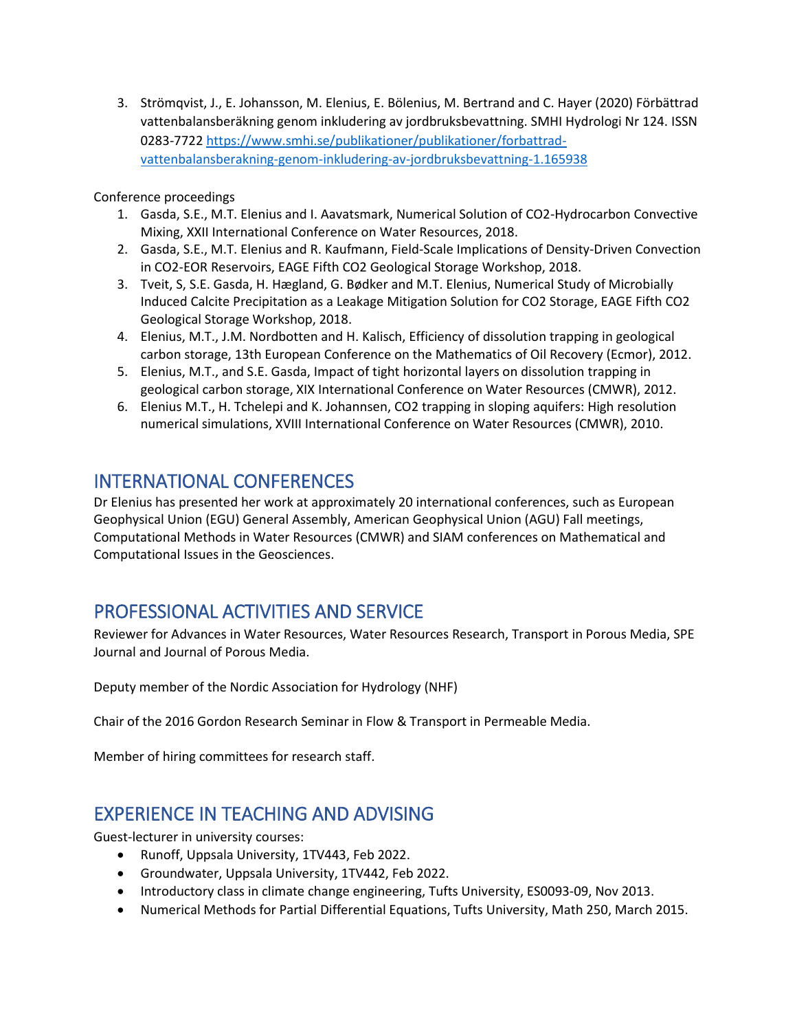3. Strömqvist, J., E. Johansson, M. Elenius, E. Bölenius, M. Bertrand and C. Hayer (2020) Förbättrad vattenbalansberäkning genom inkludering av jordbruksbevattning. SMHI Hydrologi Nr 124. ISSN 0283-7722 [https://www.smhi.se/publikationer/publikationer/forbattrad-vattenbalansberakning-genom-inkludering-av-jordbruksbevattning-1.165938](https://www.smhi.se/publikationer/publikationer/forbattrad-vattenbalansberakning-genom-inkludering-av-jordbruksbevattning-1.165938)

Conference proceedings

1. Gasda, S.E., M.T. Elenius and I. Aavatsmark, Numerical Solution of CO2-Hydrocarbon Convective Mixing, XXII International Conference on Water Resources, 2018.
2. Gasda, S.E., M.T. Elenius and R. Kaufmann, Field-Scale Implications of Density-Driven Convection in CO2-EOR Reservoirs, EAGE Fifth CO2 Geological Storage Workshop, 2018.
3. Tveit, S, S.E. Gasda, H. Hægland, G. Bødker and M.T. Elenius, Numerical Study of Microbially Induced Calcite Precipitation as a Leakage Mitigation Solution for CO2 Storage, EAGE Fifth CO2 Geological Storage Workshop, 2018.
4. Elenius, M.T., J.M. Nordbotten and H. Kalisch, Efficiency of dissolution trapping in geological carbon storage, 13th European Conference on the Mathematics of Oil Recovery (Ecmor), 2012.
5. Elenius, M.T., and S.E. Gasda, Impact of tight horizontal layers on dissolution trapping in geological carbon storage, XIX International Conference on Water Resources (CMWR), 2012.
6. Elenius M.T., H. Tchelepi and K. Johannsen, CO2 trapping in sloping aquifers: High resolution numerical simulations, XVIII International Conference on Water Resources (CMWR), 2010.

## INTERNATIONAL CONFERENCES

Dr Elenius has presented her work at approximately 20 international conferences, such as European Geophysical Union (EGU) General Assembly, American Geophysical Union (AGU) Fall meetings, Computational Methods in Water Resources (CMWR) and SIAM conferences on Mathematical and Computational Issues in the Geosciences.

## PROFESSIONAL ACTIVITIES AND SERVICE

Reviewer for Advances in Water Resources, Water Resources Research, Transport in Porous Media, SPE Journal and Journal of Porous Media.

Deputy member of the Nordic Association for Hydrology (NHF)

Chair of the 2016 Gordon Research Seminar in Flow & Transport in Permeable Media.

Member of hiring committees for research staff.

## EXPERIENCE IN TEACHING AND ADVISING

Guest-lecturer in university courses:

- Runoff, Uppsala University, 1TV443, Feb 2022.
- Groundwater, Uppsala University, 1TV442, Feb 2022.
- Introductory class in climate change engineering, Tufts University, ES0093-09, Nov 2013.
- Numerical Methods for Partial Differential Equations, Tufts University, Math 250, March 2015.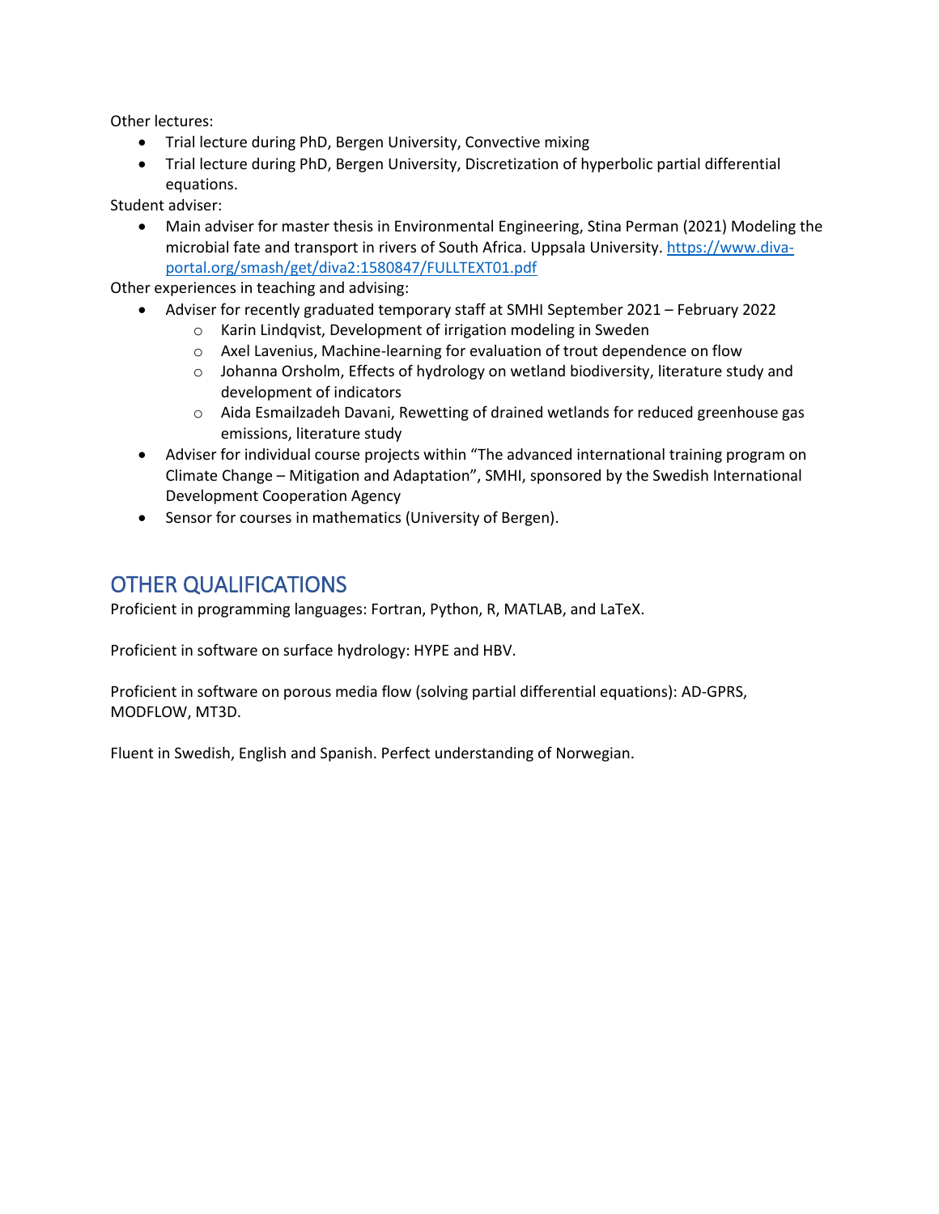Other lectures:

- Trial lecture during PhD, Bergen University, Convective mixing
- Trial lecture during PhD, Bergen University, Discretization of hyperbolic partial differential equations.

Student adviser:

- Main adviser for master thesis in Environmental Engineering, Stina Perman (2021) Modeling the microbial fate and transport in rivers of South Africa. Uppsala University. [https://www.diva-portal.org/smash/get/diva2:1580847/FULLTEXT01.pdf](https://www.diva-portal.org/smash/get/diva2:1580847/FULLTEXT01.pdf)

Other experiences in teaching and advising:

- Adviser for recently graduated temporary staff at SMHI September 2021 – February 2022
    - Karin Lindqvist, Development of irrigation modeling in Sweden
    - Axel Lavenius, Machine-learning for evaluation of trout dependence on flow
    - Johanna Orsholm, Effects of hydrology on wetland biodiversity, literature study and development of indicators
    - Aida Esmailzadeh Davani, Rewetting of drained wetlands for reduced greenhouse gas emissions, literature study
- Adviser for individual course projects within "The advanced international training program on Climate Change – Mitigation and Adaptation", SMHI, sponsored by the Swedish International Development Cooperation Agency
- Sensor for courses in mathematics (University of Bergen).

## OTHER QUALIFICATIONS

Proficient in programming languages: Fortran, Python, R, MATLAB, and LaTeX.

Proficient in software on surface hydrology: HYPE and HBV.

Proficient in software on porous media flow (solving partial differential equations): AD-GPRS, MODFLOW, MT3D.

Fluent in Swedish, English and Spanish. Perfect understanding of Norwegian.